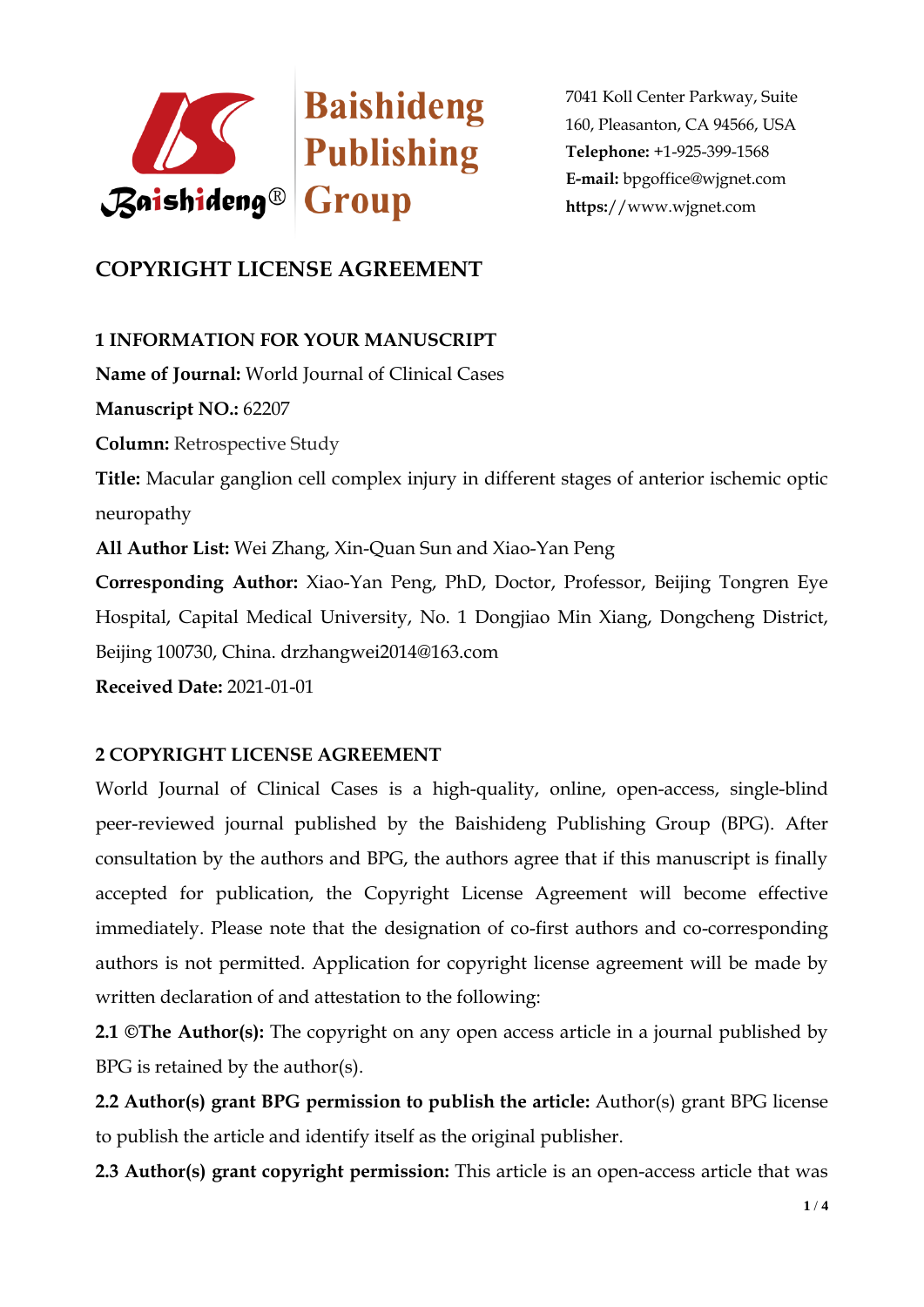Baishideng Publishing Group

7041 Koll Center Parkway, Suite 160, Pleasanton, CA 94566, USA
**Telephone:** +1-925-399-1568
**E-mail:** bpgoffice@wjgnet.com
**https:**//www.wjgnet.com

# COPYRIGHT LICENSE AGREEMENT

## 1 INFORMATION FOR YOUR MANUSCRIPT

**Name of Journal:** World Journal of Clinical Cases

**Manuscript NO.:** 62207

**Column:** Retrospective Study

**Title:** Macular ganglion cell complex injury in different stages of anterior ischemic optic neuropathy

**All Author List:** Wei Zhang, Xin-Quan Sun and Xiao-Yan Peng

**Corresponding Author:** Xiao-Yan Peng, PhD, Doctor, Professor, Beijing Tongren Eye Hospital, Capital Medical University, No. 1 Dongjiao Min Xiang, Dongcheng District, Beijing 100730, China. drzhangwei2014@163.com

**Received Date:** 2021-01-01

## 2 COPYRIGHT LICENSE AGREEMENT

World Journal of Clinical Cases is a high-quality, online, open-access, single-blind peer-reviewed journal published by the Baishideng Publishing Group (BPG). After consultation by the authors and BPG, the authors agree that if this manuscript is finally accepted for publication, the Copyright License Agreement will become effective immediately. Please note that the designation of co-first authors and co-corresponding authors is not permitted. Application for copyright license agreement will be made by written declaration of and attestation to the following:

**2.1 ©The Author(s):** The copyright on any open access article in a journal published by BPG is retained by the author(s).

**2.2 Author(s) grant BPG permission to publish the article:** Author(s) grant BPG license to publish the article and identify itself as the original publisher.

**2.3 Author(s) grant copyright permission:** This article is an open-access article that was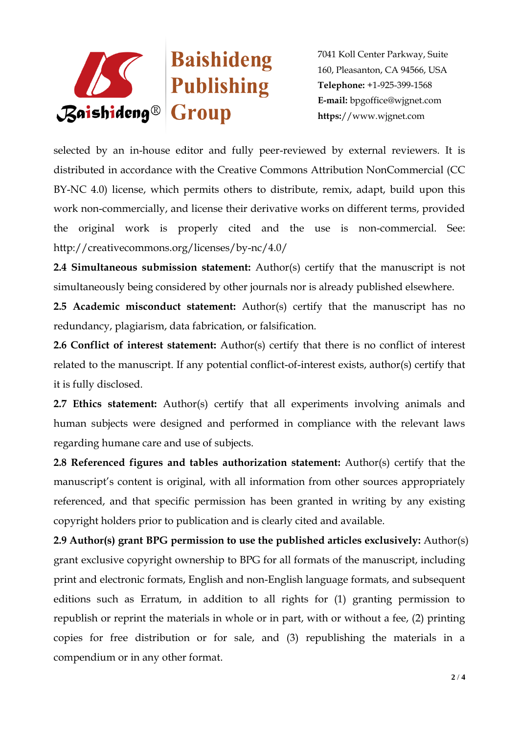selected by an in-house editor and fully peer-reviewed by external reviewers. It is distributed in accordance with the Creative Commons Attribution NonCommercial (CC BY-NC 4.0) license, which permits others to distribute, remix, adapt, build upon this work non-commercially, and license their derivative works on different terms, provided the original work is properly cited and the use is non-commercial. See: http://creativecommons.org/licenses/by-nc/4.0/

**2.4 Simultaneous submission statement:** Author(s) certify that the manuscript is not simultaneously being considered by other journals nor is already published elsewhere.

**2.5 Academic misconduct statement:** Author(s) certify that the manuscript has no redundancy, plagiarism, data fabrication, or falsification.

**2.6 Conflict of interest statement:** Author(s) certify that there is no conflict of interest related to the manuscript. If any potential conflict-of-interest exists, author(s) certify that it is fully disclosed.

**2.7 Ethics statement:** Author(s) certify that all experiments involving animals and human subjects were designed and performed in compliance with the relevant laws regarding humane care and use of subjects.

**2.8 Referenced figures and tables authorization statement:** Author(s) certify that the manuscript's content is original, with all information from other sources appropriately referenced, and that specific permission has been granted in writing by any existing copyright holders prior to publication and is clearly cited and available.

**2.9 Author(s) grant BPG permission to use the published articles exclusively:** Author(s) grant exclusive copyright ownership to BPG for all formats of the manuscript, including print and electronic formats, English and non-English language formats, and subsequent editions such as Erratum, in addition to all rights for (1) granting permission to republish or reprint the materials in whole or in part, with or without a fee, (2) printing copies for free distribution or for sale, and (3) republishing the materials in a compendium or in any other format.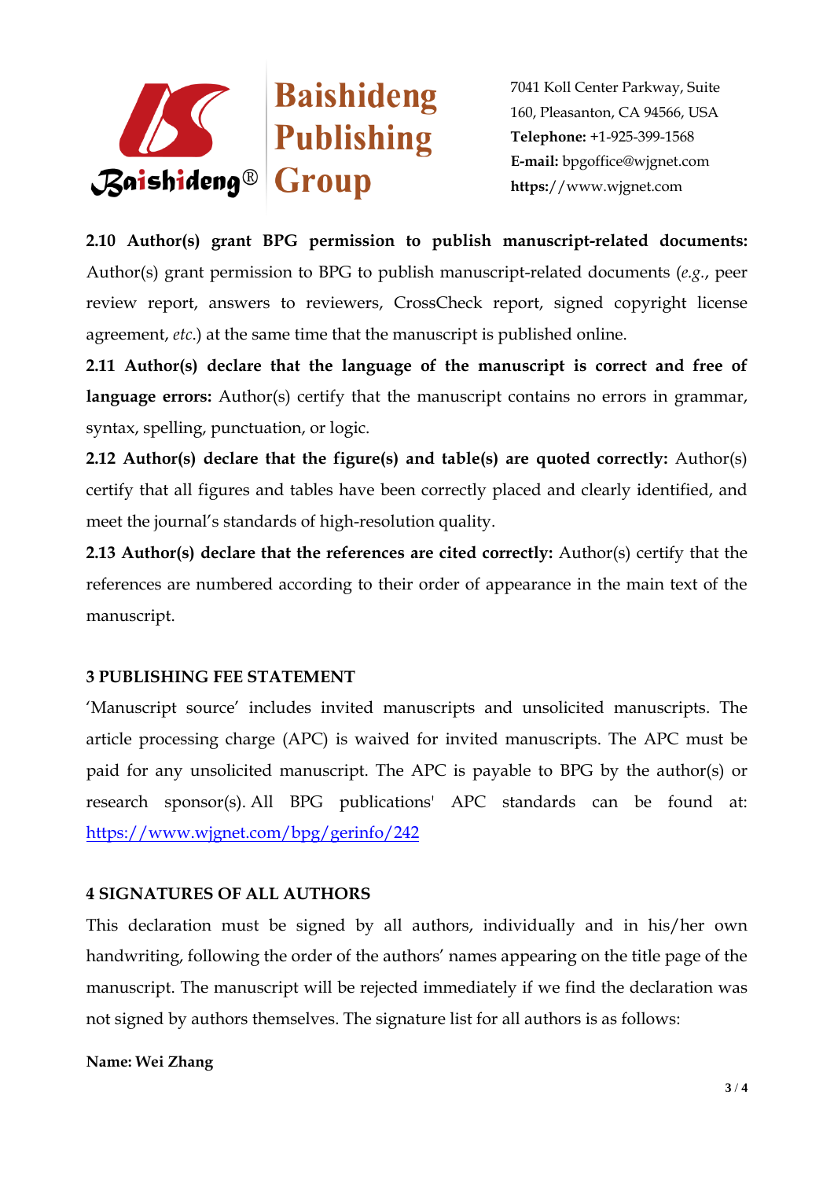**2.10 Author(s) grant BPG permission to publish manuscript-related documents:** Author(s) grant permission to BPG to publish manuscript-related documents (*e.g.*, peer review report, answers to reviewers, CrossCheck report, signed copyright license agreement, *etc*.) at the same time that the manuscript is published online.

**2.11 Author(s) declare that the language of the manuscript is correct and free of language errors:** Author(s) certify that the manuscript contains no errors in grammar, syntax, spelling, punctuation, or logic.

**2.12 Author(s) declare that the figure(s) and table(s) are quoted correctly:** Author(s) certify that all figures and tables have been correctly placed and clearly identified, and meet the journal's standards of high-resolution quality.

**2.13 Author(s) declare that the references are cited correctly:** Author(s) certify that the references are numbered according to their order of appearance in the main text of the manuscript.

## 3 PUBLISHING FEE STATEMENT

'Manuscript source' includes invited manuscripts and unsolicited manuscripts. The article processing charge (APC) is waived for invited manuscripts. The APC must be paid for any unsolicited manuscript. The APC is payable to BPG by the author(s) or research sponsor(s). All BPG publications' APC standards can be found at: https://www.wjgnet.com/bpg/gerinfo/242

## 4 SIGNATURES OF ALL AUTHORS

This declaration must be signed by all authors, individually and in his/her own handwriting, following the order of the authors' names appearing on the title page of the manuscript. The manuscript will be rejected immediately if we find the declaration was not signed by authors themselves. The signature list for all authors is as follows:

**Name: Wei Zhang**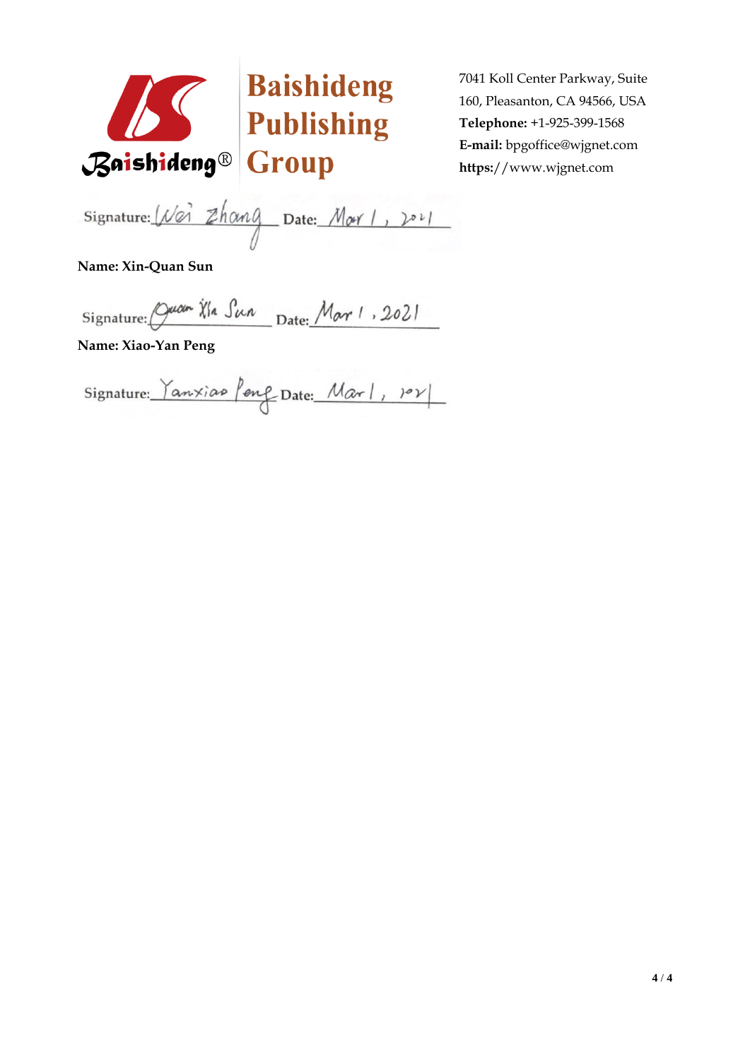Signature: Wei Zhang Date: Mar 1, 2021

**Name: Xin-Quan Sun**

Signature: Quan Xin Sun Date: Mar 1, 2021

**Name: Xiao-Yan Peng**

Signature: Yanxiao Peng Date: Mar 1, 2021